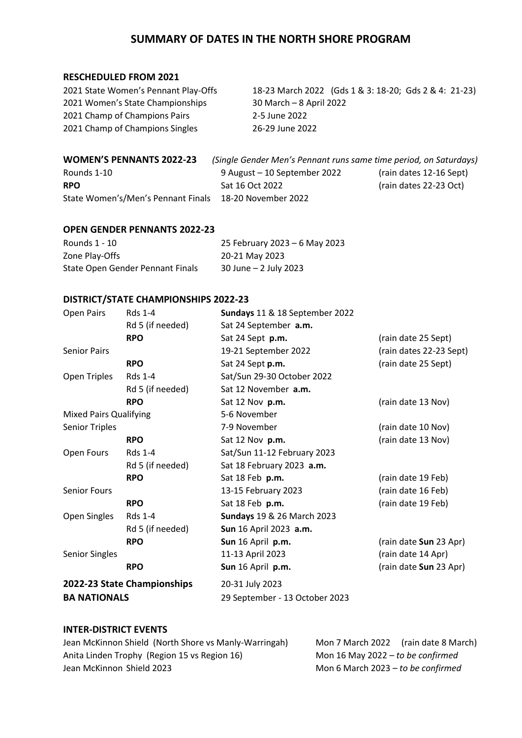# SUMMARY OF DATES IN THE NORTH SHORE PROGRAM

### RESCHEDULED FROM 2021

| | |
|---|---|
| 2021 State Women's Pennant Play-Offs | 18-23 March 2022 (Gds 1 & 3: 18-20; Gds 2 & 4: 21-23) |
| 2021 Women's State Championships | 30 March – 8 April 2022 |
| 2021 Champ of Champions Pairs | 2-5 June 2022 |
| 2021 Champ of Champions Singles | 26-29 June 2022 |

### WOMEN'S PENNANTS 2022-23

*(Single Gender Men's Pennant runs same time period, on Saturdays)*

| | | |
|---|---|---|
| Rounds 1-10 | 9 August – 10 September 2022 | (rain dates 12-16 Sept) |
| **RPO** | Sat 16 Oct 2022 | (rain dates 22-23 Oct) |
| State Women's/Men's Pennant Finals | 18-20 November 2022 | |

### OPEN GENDER PENNANTS 2022-23

| | |
|---|---|
| Rounds 1 - 10 | 25 February 2023 – 6 May 2023 |
| Zone Play-Offs | 20-21 May 2023 |
| State Open Gender Pennant Finals | 30 June – 2 July 2023 |

### DISTRICT/STATE CHAMPIONSHIPS 2022-23

| | | | |
|---|---|---|---|
| Open Pairs | Rds 1-4 | **Sundays** 11 & 18 September 2022 | |
| | Rd 5 (if needed) | Sat 24 September **a.m.** | |
| | **RPO** | Sat 24 Sept **p.m.** | (rain date 25 Sept) |
| Senior Pairs | | 19-21 September 2022 | (rain dates 22-23 Sept) |
| | **RPO** | Sat 24 Sept **p.m.** | (rain date 25 Sept) |
| Open Triples | Rds 1-4 | Sat/Sun 29-30 October 2022 | |
| | Rd 5 (if needed) | Sat 12 November **a.m.** | |
| | **RPO** | Sat 12 Nov **p.m.** | (rain date 13 Nov) |
| Mixed Pairs Qualifying | | 5-6 November | |
| Senior Triples | | 7-9 November | (rain date 10 Nov) |
| | **RPO** | Sat 12 Nov **p.m.** | (rain date 13 Nov) |
| Open Fours | Rds 1-4 | Sat/Sun 11-12 February 2023 | |
| | Rd 5 (if needed) | Sat 18 February 2023 **a.m.** | |
| | **RPO** | Sat 18 Feb **p.m.** | (rain date 19 Feb) |
| Senior Fours | | 13-15 February 2023 | (rain date 16 Feb) |
| | **RPO** | Sat 18 Feb **p.m.** | (rain date 19 Feb) |
| Open Singles | Rds 1-4 | **Sundays** 19 & 26 March 2023 | |
| | Rd 5 (if needed) | **Sun** 16 April 2023 **a.m.** | |
| | **RPO** | **Sun** 16 April **p.m.** | (rain date **Sun** 23 Apr) |
| Senior Singles | | 11-13 April 2023 | (rain date 14 Apr) |
| | **RPO** | **Sun** 16 April **p.m.** | (rain date **Sun** 23 Apr) |
| **2022-23 State Championships** | | 20-31 July 2023 | |
| **BA NATIONALS** | | 29 September - 13 October 2023 | |

### INTER-DISTRICT EVENTS

| | |
|---|---|
| Jean McKinnon Shield (North Shore vs Manly-Warringah) | Mon 7 March 2022 (rain date 8 March) |
| Anita Linden Trophy (Region 15 vs Region 16) | Mon 16 May 2022 – *to be confirmed* |
| Jean McKinnon Shield 2023 | Mon 6 March 2023 – *to be confirmed* |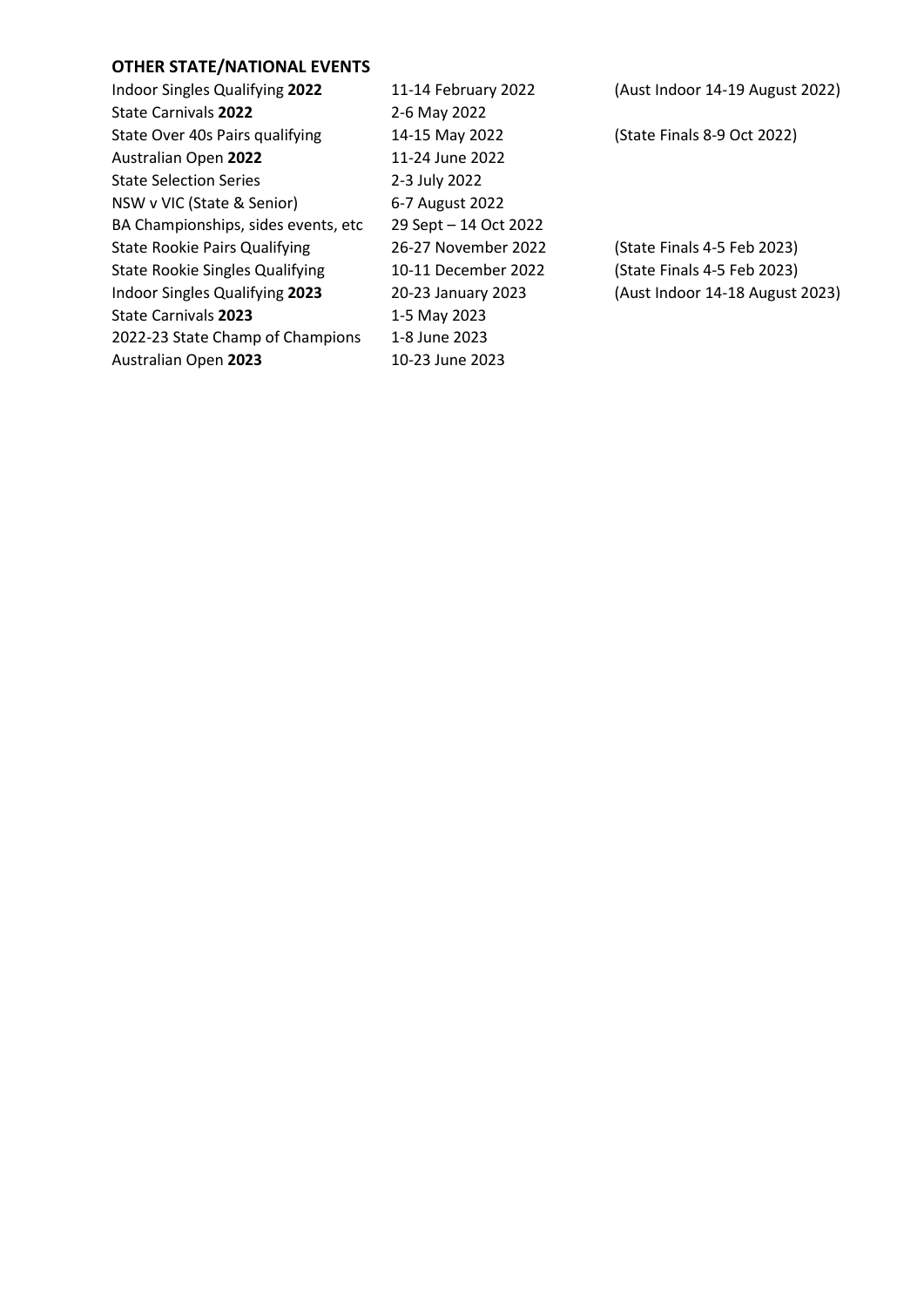## OTHER STATE/NATIONAL EVENTS

| | | |
|---|---|---|
| Indoor Singles Qualifying **2022** | 11-14 February 2022 | (Aust Indoor 14-19 August 2022) |
| State Carnivals **2022** | 2-6 May 2022 | |
| State Over 40s Pairs qualifying | 14-15 May 2022 | (State Finals 8-9 Oct 2022) |
| Australian Open **2022** | 11-24 June 2022 | |
| State Selection Series | 2-3 July 2022 | |
| NSW v VIC (State & Senior) | 6-7 August 2022 | |
| BA Championships, sides events, etc | 29 Sept – 14 Oct 2022 | |
| State Rookie Pairs Qualifying | 26-27 November 2022 | (State Finals 4-5 Feb 2023) |
| State Rookie Singles Qualifying | 10-11 December 2022 | (State Finals 4-5 Feb 2023) |
| Indoor Singles Qualifying **2023** | 20-23 January 2023 | (Aust Indoor 14-18 August 2023) |
| State Carnivals **2023** | 1-5 May 2023 | |
| 2022-23 State Champ of Champions | 1-8 June 2023 | |
| Australian Open **2023** | 10-23 June 2023 | |